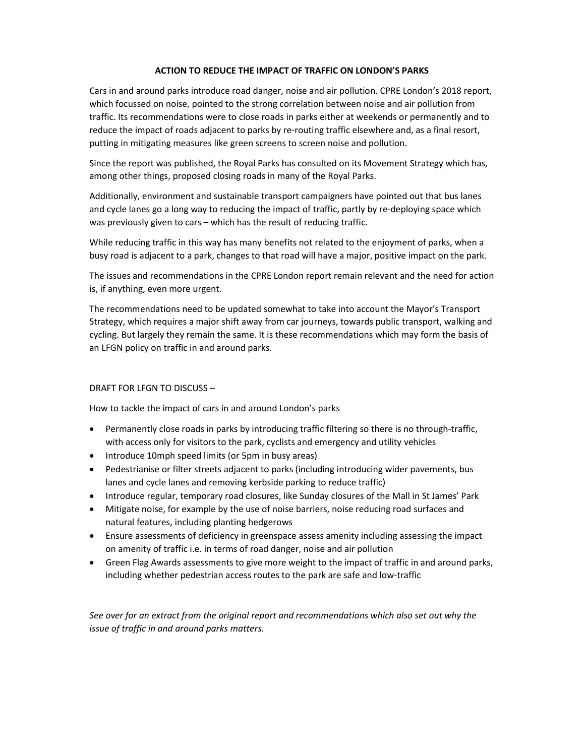# ACTION TO REDUCE THE IMPACT OF TRAFFIC ON LONDON'S PARKS

Cars in and around parks introduce road danger, noise and air pollution. CPRE London's 2018 report, which focussed on noise, pointed to the strong correlation between noise and air pollution from traffic. Its recommendations were to close roads in parks either at weekends or permanently and to reduce the impact of roads adjacent to parks by re-routing traffic elsewhere and, as a final resort, putting in mitigating measures like green screens to screen noise and pollution.

Since the report was published, the Royal Parks has consulted on its Movement Strategy which has, among other things, proposed closing roads in many of the Royal Parks.

Additionally, environment and sustainable transport campaigners have pointed out that bus lanes and cycle lanes go a long way to reducing the impact of traffic, partly by re-deploying space which was previously given to cars – which has the result of reducing traffic.

While reducing traffic in this way has many benefits not related to the enjoyment of parks, when a busy road is adjacent to a park, changes to that road will have a major, positive impact on the park.

The issues and recommendations in the CPRE London report remain relevant and the need for action is, if anything, even more urgent.

The recommendations need to be updated somewhat to take into account the Mayor's Transport Strategy, which requires a major shift away from car journeys, towards public transport, walking and cycling. But largely they remain the same. It is these recommendations which may form the basis of an LFGN policy on traffic in and around parks.

DRAFT FOR LFGN TO DISCUSS –

How to tackle the impact of cars in and around London's parks

- Permanently close roads in parks by introducing traffic filtering so there is no through-traffic, with access only for visitors to the park, cyclists and emergency and utility vehicles
- Introduce 10mph speed limits (or 5pm in busy areas)
- Pedestrianise or filter streets adjacent to parks (including introducing wider pavements, bus lanes and cycle lanes and removing kerbside parking to reduce traffic)
- Introduce regular, temporary road closures, like Sunday closures of the Mall in St James' Park
- Mitigate noise, for example by the use of noise barriers, noise reducing road surfaces and natural features, including planting hedgerows
- Ensure assessments of deficiency in greenspace assess amenity including assessing the impact on amenity of traffic i.e. in terms of road danger, noise and air pollution
- Green Flag Awards assessments to give more weight to the impact of traffic in and around parks, including whether pedestrian access routes to the park are safe and low-traffic

*See over for an extract from the original report and recommendations which also set out why the issue of traffic in and around parks matters.*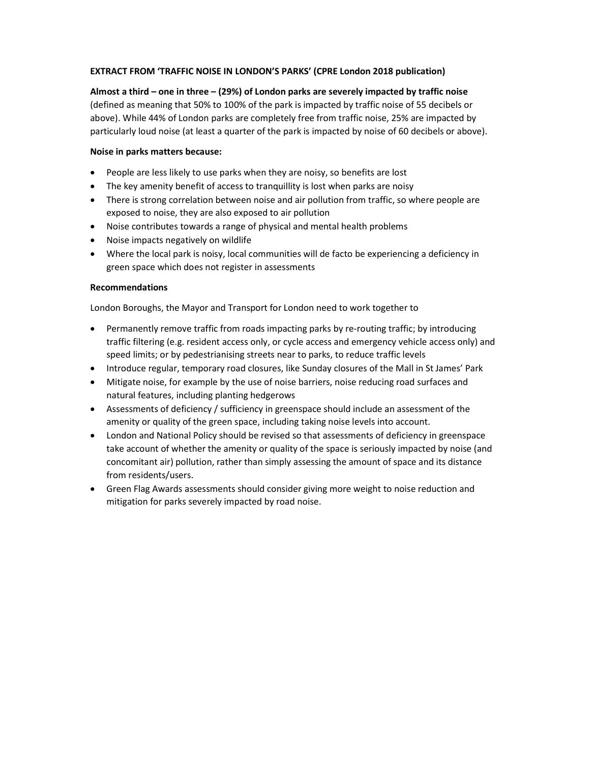**EXTRACT FROM 'TRAFFIC NOISE IN LONDON'S PARKS' (CPRE London 2018 publication)**

**Almost a third – one in three – (29%) of London parks are severely impacted by traffic noise** (defined as meaning that 50% to 100% of the park is impacted by traffic noise of 55 decibels or above). While 44% of London parks are completely free from traffic noise, 25% are impacted by particularly loud noise (at least a quarter of the park is impacted by noise of 60 decibels or above).

**Noise in parks matters because:**

- People are less likely to use parks when they are noisy, so benefits are lost
- The key amenity benefit of access to tranquillity is lost when parks are noisy
- There is strong correlation between noise and air pollution from traffic, so where people are exposed to noise, they are also exposed to air pollution
- Noise contributes towards a range of physical and mental health problems
- Noise impacts negatively on wildlife
- Where the local park is noisy, local communities will de facto be experiencing a deficiency in green space which does not register in assessments

**Recommendations**

London Boroughs, the Mayor and Transport for London need to work together to

- Permanently remove traffic from roads impacting parks by re-routing traffic; by introducing traffic filtering (e.g. resident access only, or cycle access and emergency vehicle access only) and speed limits; or by pedestrianising streets near to parks, to reduce traffic levels
- Introduce regular, temporary road closures, like Sunday closures of the Mall in St James' Park
- Mitigate noise, for example by the use of noise barriers, noise reducing road surfaces and natural features, including planting hedgerows
- Assessments of deficiency / sufficiency in greenspace should include an assessment of the amenity or quality of the green space, including taking noise levels into account.
- London and National Policy should be revised so that assessments of deficiency in greenspace take account of whether the amenity or quality of the space is seriously impacted by noise (and concomitant air) pollution, rather than simply assessing the amount of space and its distance from residents/users.
- Green Flag Awards assessments should consider giving more weight to noise reduction and mitigation for parks severely impacted by road noise.